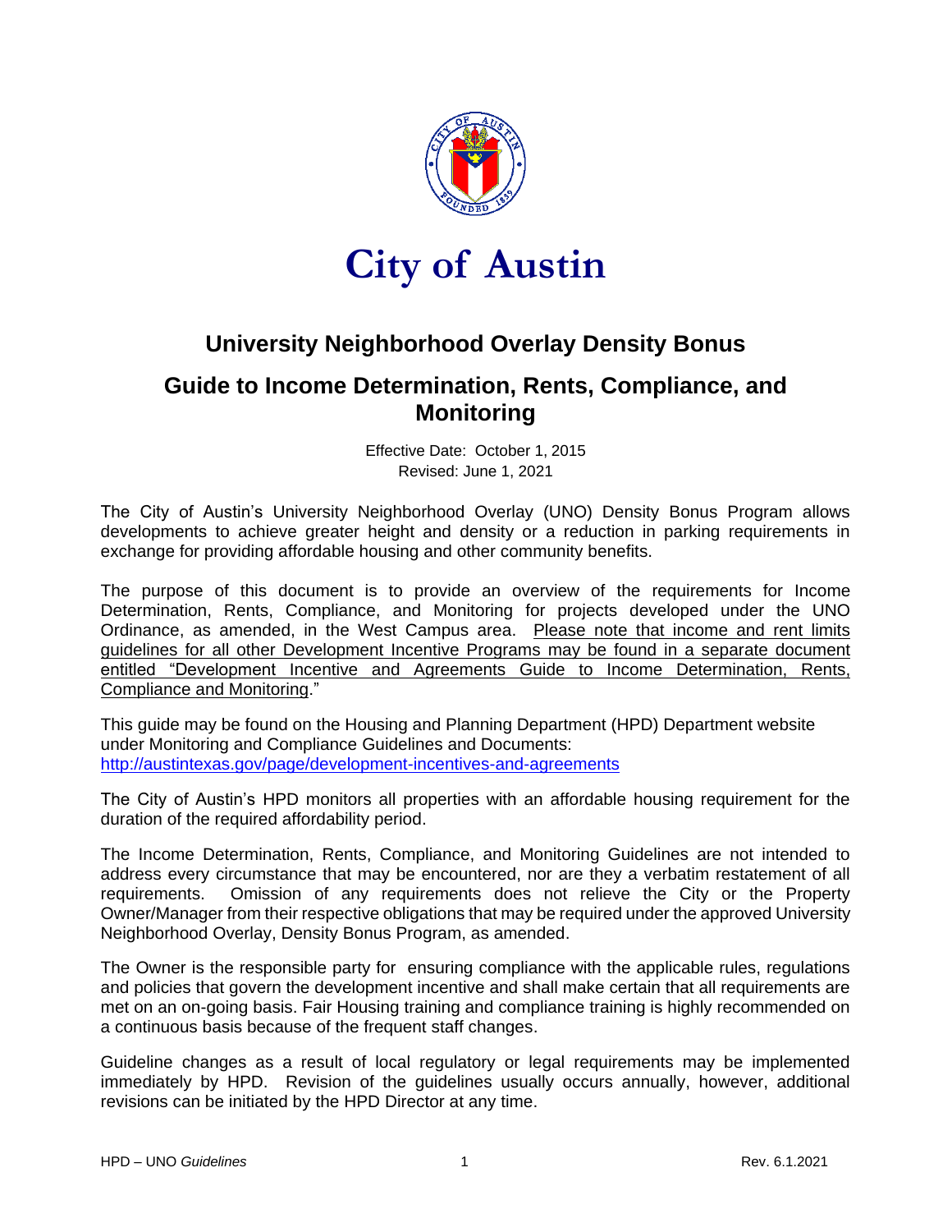# City of Austin

## University Neighborhood Overlay Density Bonus

## Guide to Income Determination, Rents, Compliance, and Monitoring

Effective Date: October 1, 2015
Revised: June 1, 2021

The City of Austin's University Neighborhood Overlay (UNO) Density Bonus Program allows developments to achieve greater height and density or a reduction in parking requirements in exchange for providing affordable housing and other community benefits.

The purpose of this document is to provide an overview of the requirements for Income Determination, Rents, Compliance, and Monitoring for projects developed under the UNO Ordinance, as amended, in the West Campus area. <u>Please note that income and rent limits guidelines for all other Development Incentive Programs may be found in a separate document entitled "Development Incentive and Agreements Guide to Income Determination, Rents, Compliance and Monitoring</u>."

This guide may be found on the Housing and Planning Department (HPD) Department website under Monitoring and Compliance Guidelines and Documents: http://austintexas.gov/page/development-incentives-and-agreements

The City of Austin's HPD monitors all properties with an affordable housing requirement for the duration of the required affordability period.

The Income Determination, Rents, Compliance, and Monitoring Guidelines are not intended to address every circumstance that may be encountered, nor are they a verbatim restatement of all requirements. Omission of any requirements does not relieve the City or the Property Owner/Manager from their respective obligations that may be required under the approved University Neighborhood Overlay, Density Bonus Program, as amended.

The Owner is the responsible party for ensuring compliance with the applicable rules, regulations and policies that govern the development incentive and shall make certain that all requirements are met on an on-going basis. Fair Housing training and compliance training is highly recommended on a continuous basis because of the frequent staff changes.

Guideline changes as a result of local regulatory or legal requirements may be implemented immediately by HPD. Revision of the guidelines usually occurs annually, however, additional revisions can be initiated by the HPD Director at any time.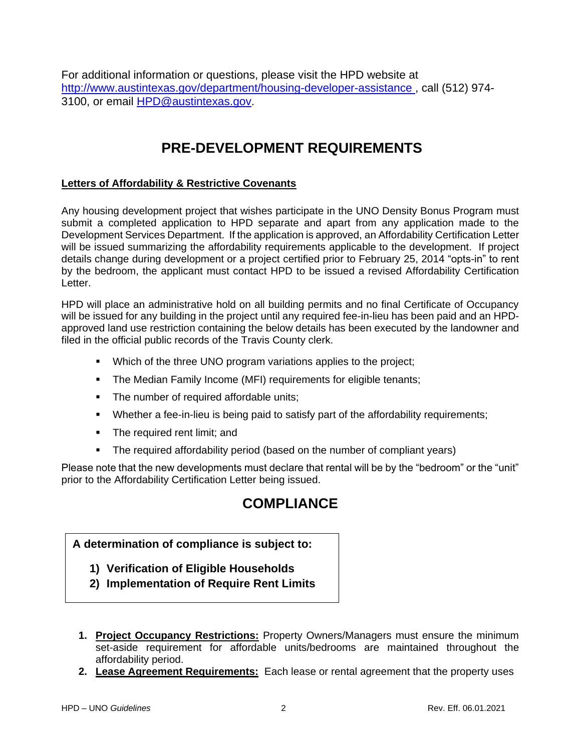For additional information or questions, please visit the HPD website at [http://www.austintexas.gov/department/housing-developer-assistance](http://www.austintexas.gov/department/housing-developer-assistance) , call (512) 974-3100, or email [HPD@austintexas.gov](mailto:HPD@austintexas.gov).

# PRE-DEVELOPMENT REQUIREMENTS

**Letters of Affordability & Restrictive Covenants**

Any housing development project that wishes participate in the UNO Density Bonus Program must submit a completed application to HPD separate and apart from any application made to the Development Services Department. If the application is approved, an Affordability Certification Letter will be issued summarizing the affordability requirements applicable to the development. If project details change during development or a project certified prior to February 25, 2014 "opts-in" to rent by the bedroom, the applicant must contact HPD to be issued a revised Affordability Certification Letter.

HPD will place an administrative hold on all building permits and no final Certificate of Occupancy will be issued for any building in the project until any required fee-in-lieu has been paid and an HPD-approved land use restriction containing the below details has been executed by the landowner and filed in the official public records of the Travis County clerk.

- Which of the three UNO program variations applies to the project;
- The Median Family Income (MFI) requirements for eligible tenants;
- The number of required affordable units;
- Whether a fee-in-lieu is being paid to satisfy part of the affordability requirements;
- The required rent limit; and
- The required affordability period (based on the number of compliant years)

Please note that the new developments must declare that rental will be by the "bedroom" or the "unit" prior to the Affordability Certification Letter being issued.

# COMPLIANCE

**A determination of compliance is subject to:**

1) **Verification of Eligible Households**
2) **Implementation of Require Rent Limits**

1. **Project Occupancy Restrictions:** Property Owners/Managers must ensure the minimum set-aside requirement for affordable units/bedrooms are maintained throughout the affordability period.
2. **Lease Agreement Requirements:** Each lease or rental agreement that the property uses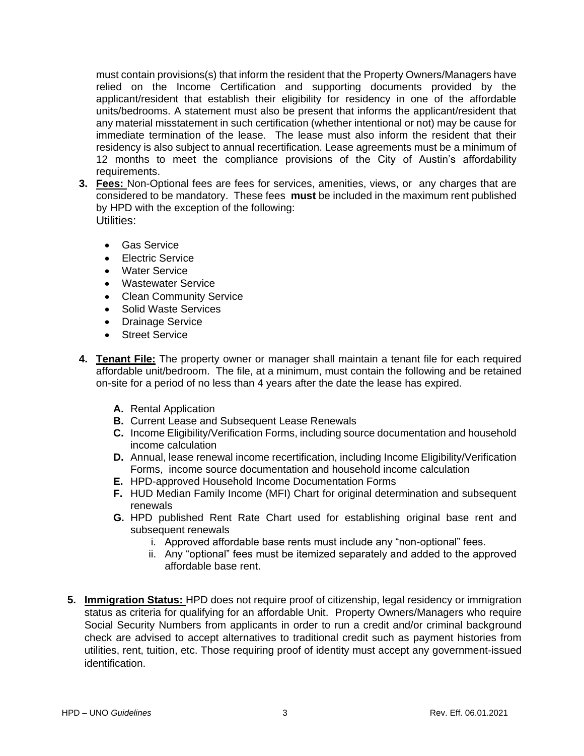must contain provisions(s) that inform the resident that the Property Owners/Managers have relied on the Income Certification and supporting documents provided by the applicant/resident that establish their eligibility for residency in one of the affordable units/bedrooms. A statement must also be present that informs the applicant/resident that any material misstatement in such certification (whether intentional or not) may be cause for immediate termination of the lease. The lease must also inform the resident that their residency is also subject to annual recertification. Lease agreements must be a minimum of 12 months to meet the compliance provisions of the City of Austin's affordability requirements.

3. **Fees:** Non-Optional fees are fees for services, amenities, views, or any charges that are considered to be mandatory. These fees **must** be included in the maximum rent published by HPD with the exception of the following:

   Utilities:

   - Gas Service
   - Electric Service
   - Water Service
   - Wastewater Service
   - Clean Community Service
   - Solid Waste Services
   - Drainage Service
   - Street Service

4. **Tenant File:** The property owner or manager shall maintain a tenant file for each required affordable unit/bedroom. The file, at a minimum, must contain the following and be retained on-site for a period of no less than 4 years after the date the lease has expired.

   **A.** Rental Application
   **B.** Current Lease and Subsequent Lease Renewals
   **C.** Income Eligibility/Verification Forms, including source documentation and household income calculation
   **D.** Annual, lease renewal income recertification, including Income Eligibility/Verification Forms, income source documentation and household income calculation
   **E.** HPD-approved Household Income Documentation Forms
   **F.** HUD Median Family Income (MFI) Chart for original determination and subsequent renewals
   **G.** HPD published Rent Rate Chart used for establishing original base rent and subsequent renewals
      i. Approved affordable base rents must include any "non-optional" fees.
      ii. Any "optional" fees must be itemized separately and added to the approved affordable base rent.

5. **Immigration Status:** HPD does not require proof of citizenship, legal residency or immigration status as criteria for qualifying for an affordable Unit. Property Owners/Managers who require Social Security Numbers from applicants in order to run a credit and/or criminal background check are advised to accept alternatives to traditional credit such as payment histories from utilities, rent, tuition, etc. Those requiring proof of identity must accept any government-issued identification.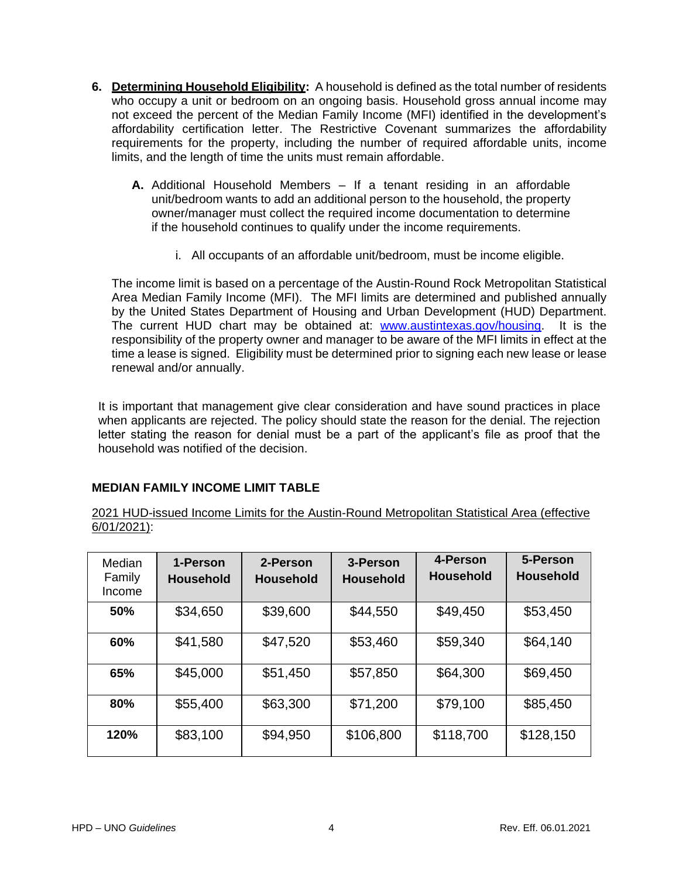6. **Determining Household Eligibility:** A household is defined as the total number of residents who occupy a unit or bedroom on an ongoing basis. Household gross annual income may not exceed the percent of the Median Family Income (MFI) identified in the development's affordability certification letter. The Restrictive Covenant summarizes the affordability requirements for the property, including the number of required affordable units, income limits, and the length of time the units must remain affordable.

   **A.** Additional Household Members – If a tenant residing in an affordable unit/bedroom wants to add an additional person to the household, the property owner/manager must collect the required income documentation to determine if the household continues to qualify under the income requirements.

      i. All occupants of an affordable unit/bedroom, must be income eligible.

   The income limit is based on a percentage of the Austin-Round Rock Metropolitan Statistical Area Median Family Income (MFI). The MFI limits are determined and published annually by the United States Department of Housing and Urban Development (HUD) Department. The current HUD chart may be obtained at: [www.austintexas.gov/housing](http://www.austintexas.gov/housing). It is the responsibility of the property owner and manager to be aware of the MFI limits in effect at the time a lease is signed. Eligibility must be determined prior to signing each new lease or lease renewal and/or annually.

It is important that management give clear consideration and have sound practices in place when applicants are rejected. The policy should state the reason for the denial. The rejection letter stating the reason for denial must be a part of the applicant's file as proof that the household was notified of the decision.

**MEDIAN FAMILY INCOME LIMIT TABLE**

2021 HUD-issued Income Limits for the Austin-Round Metropolitan Statistical Area (effective 6/01/2021):

| Median Family Income | **1-Person Household** | **2-Person Household** | **3-Person Household** | **4-Person Household** | **5-Person Household** |
|---|---|---|---|---|---|
| **50%** | $34,650 | $39,600 | $44,550 | $49,450 | $53,450 |
| **60%** | $41,580 | $47,520 | $53,460 | $59,340 | $64,140 |
| **65%** | $45,000 | $51,450 | $57,850 | $64,300 | $69,450 |
| **80%** | $55,400 | $63,300 | $71,200 | $79,100 | $85,450 |
| **120%** | $83,100 | $94,950 | $106,800 | $118,700 | $128,150 |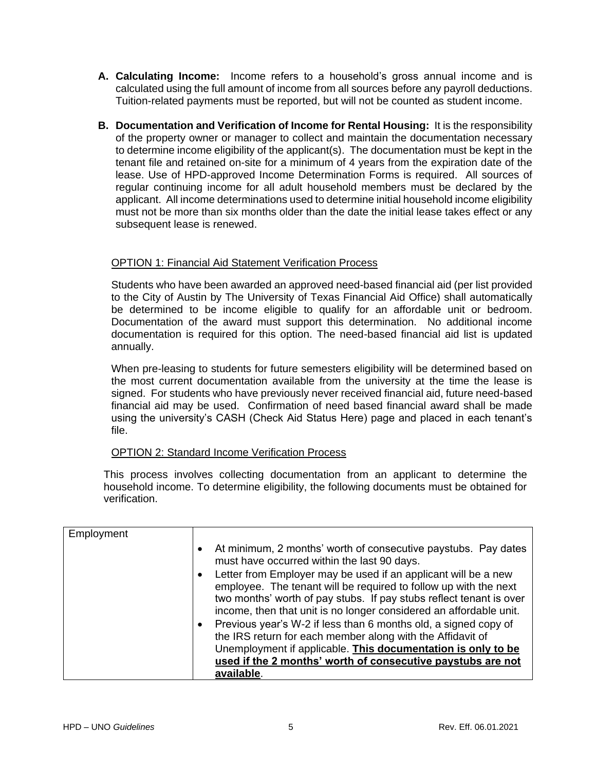**A. Calculating Income:** Income refers to a household's gross annual income and is calculated using the full amount of income from all sources before any payroll deductions. Tuition-related payments must be reported, but will not be counted as student income.

**B. Documentation and Verification of Income for Rental Housing:** It is the responsibility of the property owner or manager to collect and maintain the documentation necessary to determine income eligibility of the applicant(s). The documentation must be kept in the tenant file and retained on-site for a minimum of 4 years from the expiration date of the lease. Use of HPD-approved Income Determination Forms is required. All sources of regular continuing income for all adult household members must be declared by the applicant. All income determinations used to determine initial household income eligibility must not be more than six months older than the date the initial lease takes effect or any subsequent lease is renewed.

<u>OPTION 1: Financial Aid Statement Verification Process</u>

Students who have been awarded an approved need-based financial aid (per list provided to the City of Austin by The University of Texas Financial Aid Office) shall automatically be determined to be income eligible to qualify for an affordable unit or bedroom. Documentation of the award must support this determination. No additional income documentation is required for this option. The need-based financial aid list is updated annually.

When pre-leasing to students for future semesters eligibility will be determined based on the most current documentation available from the university at the time the lease is signed. For students who have previously never received financial aid, future need-based financial aid may be used. Confirmation of need based financial award shall be made using the university's CASH (Check Aid Status Here) page and placed in each tenant's file.

<u>OPTION 2: Standard Income Verification Process</u>

This process involves collecting documentation from an applicant to determine the household income. To determine eligibility, the following documents must be obtained for verification.

| Employment | |
|---|---|
| | • At minimum, 2 months' worth of consecutive paystubs. Pay dates must have occurred within the last 90 days.<br>• Letter from Employer may be used if an applicant will be a new employee. The tenant will be required to follow up with the next two months' worth of pay stubs. If pay stubs reflect tenant is over income, then that unit is no longer considered an affordable unit.<br>• Previous year's W-2 if less than 6 months old, a signed copy of the IRS return for each member along with the Affidavit of Unemployment if applicable. **<u>This documentation is only to be used if the 2 months' worth of consecutive paystubs are not available</u>**. |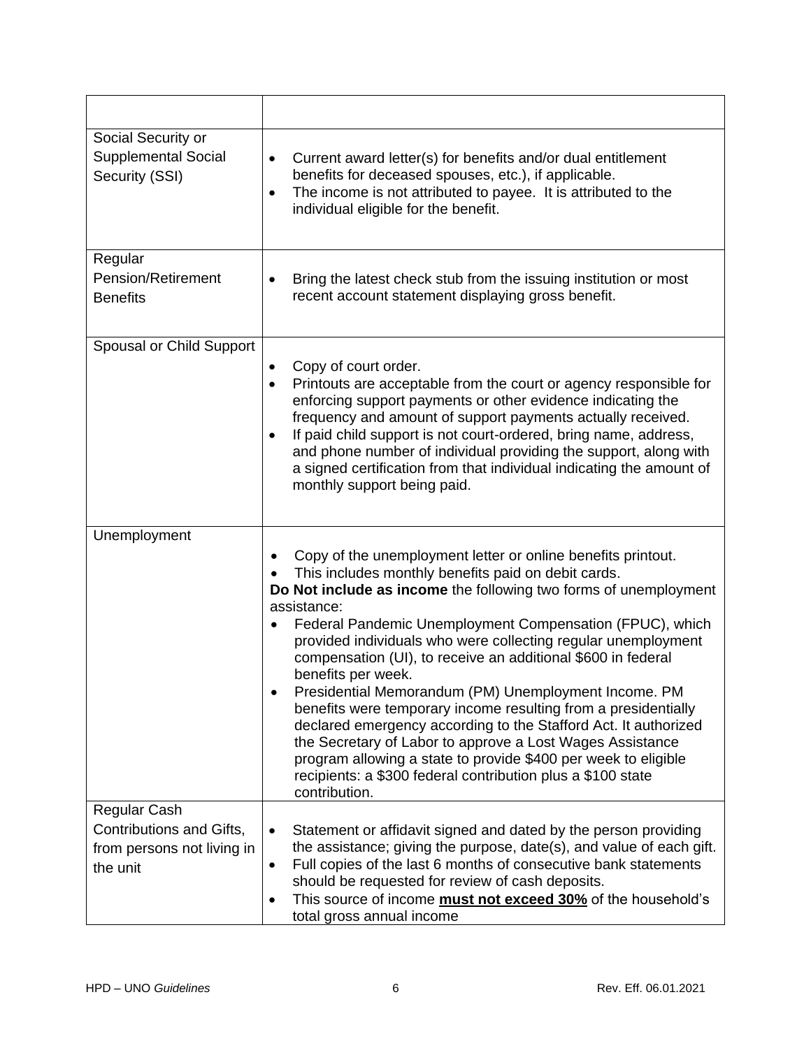| | |
|---|---|
| Social Security or Supplemental Social Security (SSI) | • Current award letter(s) for benefits and/or dual entitlement benefits for deceased spouses, etc.), if applicable.<br>• The income is not attributed to payee. It is attributed to the individual eligible for the benefit. |
| Regular Pension/Retirement Benefits | • Bring the latest check stub from the issuing institution or most recent account statement displaying gross benefit. |
| Spousal or Child Support | • Copy of court order.<br>• Printouts are acceptable from the court or agency responsible for enforcing support payments or other evidence indicating the frequency and amount of support payments actually received.<br>• If paid child support is not court-ordered, bring name, address, and phone number of individual providing the support, along with a signed certification from that individual indicating the amount of monthly support being paid. |
| Unemployment | • Copy of the unemployment letter or online benefits printout.<br>• This includes monthly benefits paid on debit cards.<br>**Do Not include as income** the following two forms of unemployment assistance:<br>• Federal Pandemic Unemployment Compensation (FPUC), which provided individuals who were collecting regular unemployment compensation (UI), to receive an additional $600 in federal benefits per week.<br>• Presidential Memorandum (PM) Unemployment Income. PM benefits were temporary income resulting from a presidentially declared emergency according to the Stafford Act. It authorized the Secretary of Labor to approve a Lost Wages Assistance program allowing a state to provide $400 per week to eligible recipients: a $300 federal contribution plus a $100 state contribution. |
| Regular Cash Contributions and Gifts, from persons not living in the unit | • Statement or affidavit signed and dated by the person providing the assistance; giving the purpose, date(s), and value of each gift.<br>• Full copies of the last 6 months of consecutive bank statements should be requested for review of cash deposits.<br>• This source of income **<u>must not exceed 30%</u>** of the household's total gross annual income |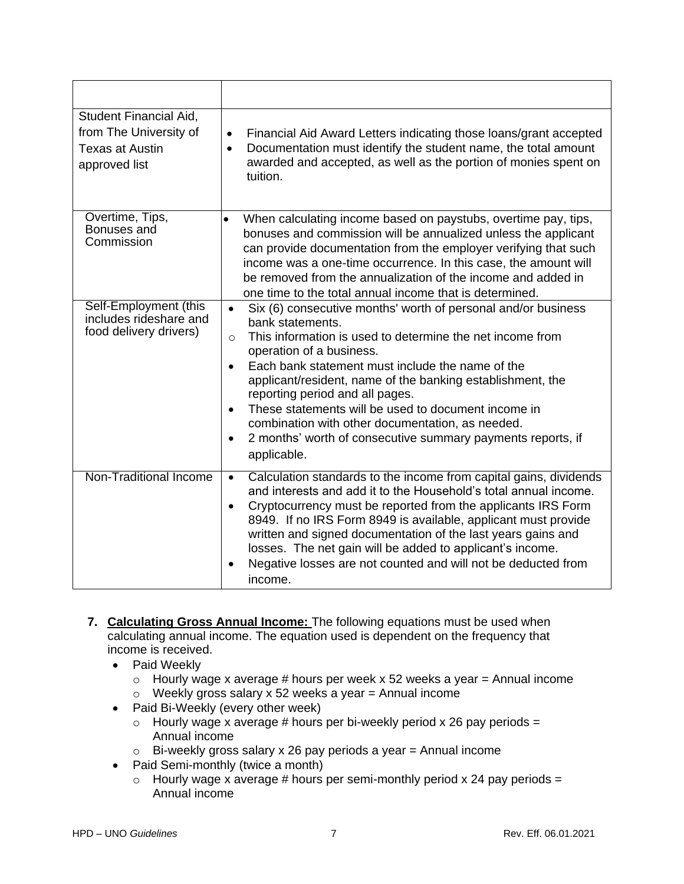| | |
|---|---|
| Student Financial Aid, from The University of Texas at Austin approved list | • Financial Aid Award Letters indicating those loans/grant accepted<br>• Documentation must identify the student name, the total amount awarded and accepted, as well as the portion of monies spent on tuition. |
| Overtime, Tips, Bonuses and Commission | • When calculating income based on paystubs, overtime pay, tips, bonuses and commission will be annualized unless the applicant can provide documentation from the employer verifying that such income was a one-time occurrence. In this case, the amount will be removed from the annualization of the income and added in one time to the total annual income that is determined. |
| Self-Employment (this includes rideshare and food delivery drivers) | • Six (6) consecutive months' worth of personal and/or business bank statements.<br>  o This information is used to determine the net income from operation of a business.<br>• Each bank statement must include the name of the applicant/resident, name of the banking establishment, the reporting period and all pages.<br>• These statements will be used to document income in combination with other documentation, as needed.<br>• 2 months' worth of consecutive summary payments reports, if applicable. |
| Non-Traditional Income | • Calculation standards to the income from capital gains, dividends and interests and add it to the Household's total annual income.<br>• Cryptocurrency must be reported from the applicants IRS Form 8949. If no IRS Form 8949 is available, applicant must provide written and signed documentation of the last years gains and losses. The net gain will be added to applicant's income.<br>• Negative losses are not counted and will not be deducted from income. |

7. **Calculating Gross Annual Income:** The following equations must be used when calculating annual income. The equation used is dependent on the frequency that income is received.
   - Paid Weekly
     - Hourly wage x average # hours per week x 52 weeks a year = Annual income
     - Weekly gross salary x 52 weeks a year = Annual income
   - Paid Bi-Weekly (every other week)
     - Hourly wage x average # hours per bi-weekly period x 26 pay periods = Annual income
     - Bi-weekly gross salary x 26 pay periods a year = Annual income
   - Paid Semi-monthly (twice a month)
     - Hourly wage x average # hours per semi-monthly period x 24 pay periods = Annual income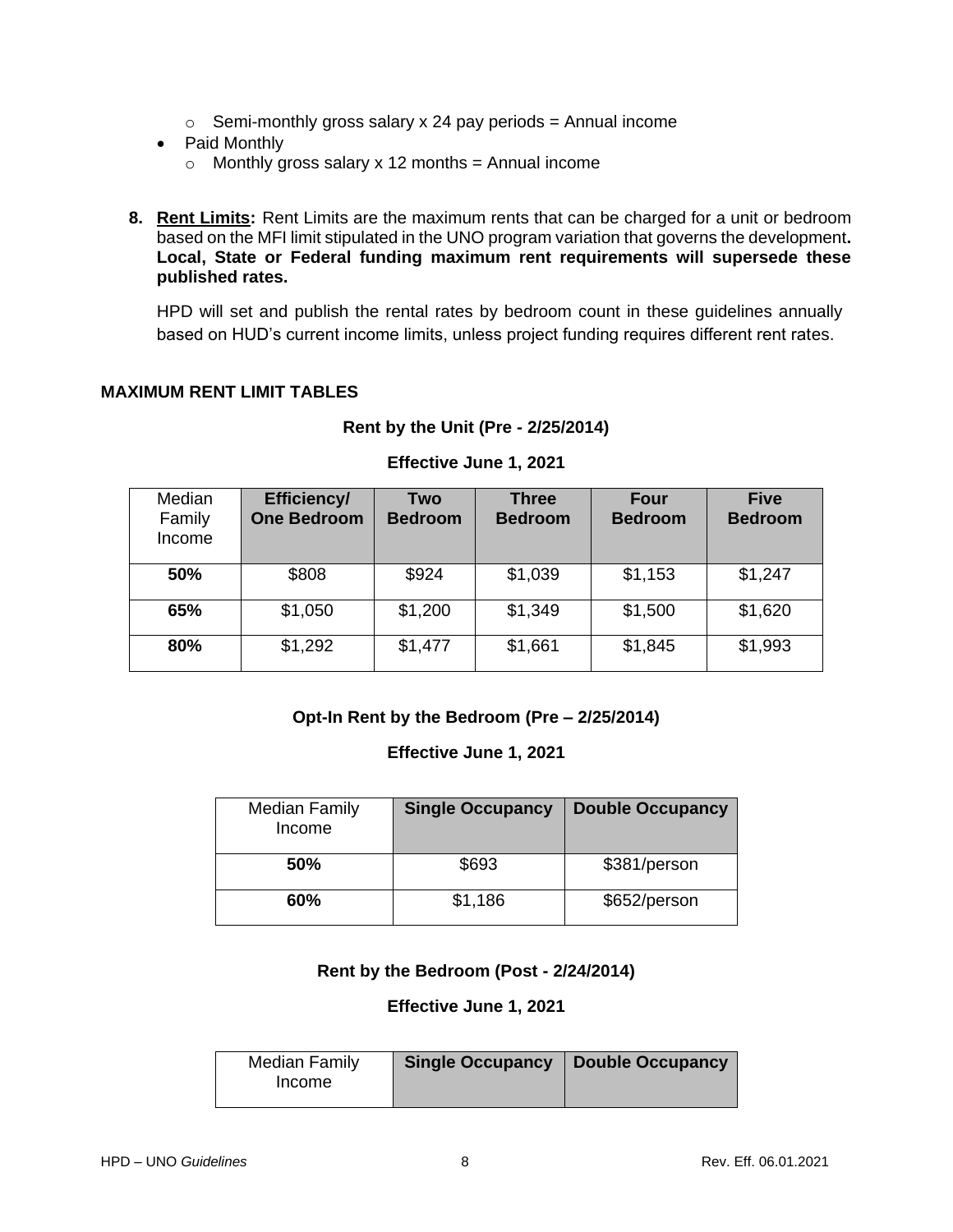- Semi-monthly gross salary x 24 pay periods = Annual income
- Paid Monthly
  - Monthly gross salary x 12 months = Annual income

8. **Rent Limits:** Rent Limits are the maximum rents that can be charged for a unit or bedroom based on the MFI limit stipulated in the UNO program variation that governs the development**. Local, State or Federal funding maximum rent requirements will supersede these published rates.**

   HPD will set and publish the rental rates by bedroom count in these guidelines annually based on HUD's current income limits, unless project funding requires different rent rates.

**MAXIMUM RENT LIMIT TABLES**

**Rent by the Unit (Pre - 2/25/2014)**

**Effective June 1, 2021**

| Median Family Income | Efficiency/ One Bedroom | Two Bedroom | Three Bedroom | Four Bedroom | Five Bedroom |
|---|---|---|---|---|---|
| **50%** | $808 | $924 | $1,039 | $1,153 | $1,247 |
| **65%** | $1,050 | $1,200 | $1,349 | $1,500 | $1,620 |
| **80%** | $1,292 | $1,477 | $1,661 | $1,845 | $1,993 |

**Opt-In Rent by the Bedroom (Pre – 2/25/2014)**

**Effective June 1, 2021**

| Median Family Income | Single Occupancy | Double Occupancy |
|---|---|---|
| **50%** | $693 | $381/person |
| **60%** | $1,186 | $652/person |

**Rent by the Bedroom (Post - 2/24/2014)**

**Effective June 1, 2021**

| Median Family Income | Single Occupancy | Double Occupancy |
|---|---|---|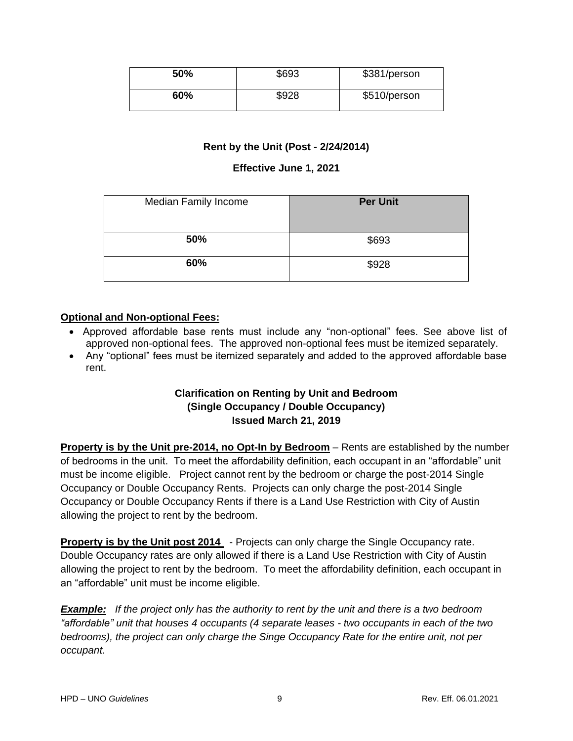| 50% | $693 | $381/person |
|---|---|---|
| 60% | $928 | $510/person |

**Rent by the Unit (Post - 2/24/2014)**

**Effective June 1, 2021**

| Median Family Income | Per Unit |
|---|---|
| **50%** | $693 |
| **60%** | $928 |

**Optional and Non-optional Fees:**

- Approved affordable base rents must include any "non-optional" fees. See above list of approved non-optional fees. The approved non-optional fees must be itemized separately.
- Any "optional" fees must be itemized separately and added to the approved affordable base rent.

**Clarification on Renting by Unit and Bedroom**
**(Single Occupancy / Double Occupancy)**
**Issued March 21, 2019**

**Property is by the Unit pre-2014, no Opt-In by Bedroom** – Rents are established by the number of bedrooms in the unit. To meet the affordability definition, each occupant in an "affordable" unit must be income eligible. Project cannot rent by the bedroom or charge the post-2014 Single Occupancy or Double Occupancy Rents. Projects can only charge the post-2014 Single Occupancy or Double Occupancy Rents if there is a Land Use Restriction with City of Austin allowing the project to rent by the bedroom.

**Property is by the Unit post 2014** - Projects can only charge the Single Occupancy rate. Double Occupancy rates are only allowed if there is a Land Use Restriction with City of Austin allowing the project to rent by the bedroom. To meet the affordability definition, each occupant in an "affordable" unit must be income eligible.

***Example:*** *If the project only has the authority to rent by the unit and there is a two bedroom "affordable" unit that houses 4 occupants (4 separate leases - two occupants in each of the two bedrooms), the project can only charge the Singe Occupancy Rate for the entire unit, not per occupant.*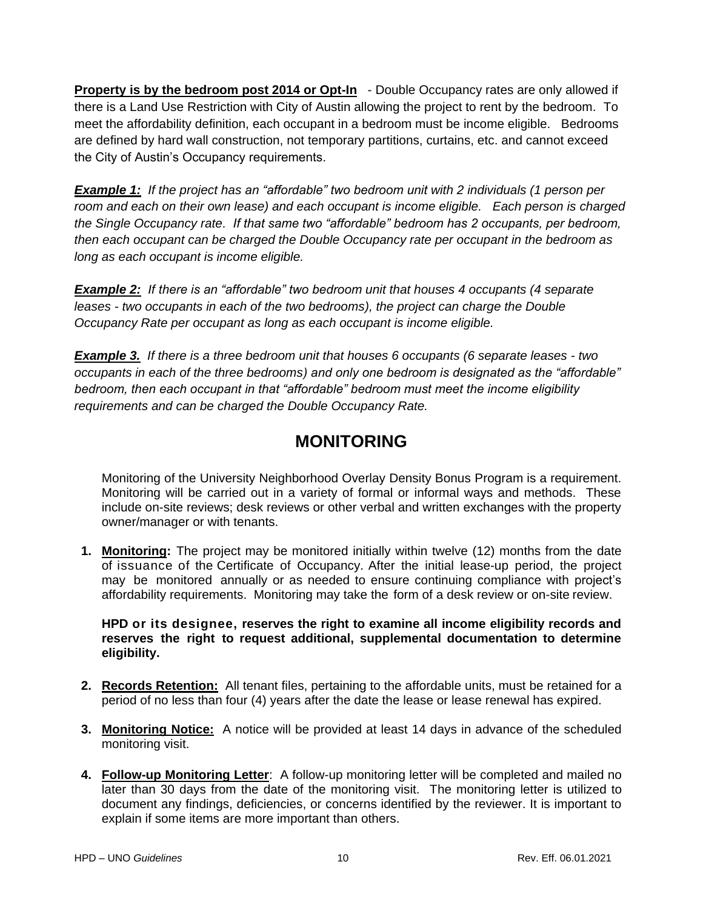**Property is by the bedroom post 2014 or Opt-In** - Double Occupancy rates are only allowed if there is a Land Use Restriction with City of Austin allowing the project to rent by the bedroom. To meet the affordability definition, each occupant in a bedroom must be income eligible. Bedrooms are defined by hard wall construction, not temporary partitions, curtains, etc. and cannot exceed the City of Austin's Occupancy requirements.

***Example 1:*** *If the project has an "affordable" two bedroom unit with 2 individuals (1 person per room and each on their own lease) and each occupant is income eligible. Each person is charged the Single Occupancy rate. If that same two "affordable" bedroom has 2 occupants, per bedroom, then each occupant can be charged the Double Occupancy rate per occupant in the bedroom as long as each occupant is income eligible.*

***Example 2:*** *If there is an "affordable" two bedroom unit that houses 4 occupants (4 separate leases - two occupants in each of the two bedrooms), the project can charge the Double Occupancy Rate per occupant as long as each occupant is income eligible.*

***Example 3.*** *If there is a three bedroom unit that houses 6 occupants (6 separate leases - two occupants in each of the three bedrooms) and only one bedroom is designated as the "affordable" bedroom, then each occupant in that "affordable" bedroom must meet the income eligibility requirements and can be charged the Double Occupancy Rate.*

# MONITORING

Monitoring of the University Neighborhood Overlay Density Bonus Program is a requirement. Monitoring will be carried out in a variety of formal or informal ways and methods. These include on-site reviews; desk reviews or other verbal and written exchanges with the property owner/manager or with tenants.

1. **Monitoring:** The project may be monitored initially within twelve (12) months from the date of issuance of the Certificate of Occupancy. After the initial lease-up period, the project may be monitored annually or as needed to ensure continuing compliance with project's affordability requirements. Monitoring may take the form of a desk review or on-site review.

   **HPD or its designee, reserves the right to examine all income eligibility records and reserves the right to request additional, supplemental documentation to determine eligibility.**

2. **Records Retention:** All tenant files, pertaining to the affordable units, must be retained for a period of no less than four (4) years after the date the lease or lease renewal has expired.

3. **Monitoring Notice:** A notice will be provided at least 14 days in advance of the scheduled monitoring visit.

4. **Follow-up Monitoring Letter**: A follow-up monitoring letter will be completed and mailed no later than 30 days from the date of the monitoring visit. The monitoring letter is utilized to document any findings, deficiencies, or concerns identified by the reviewer. It is important to explain if some items are more important than others.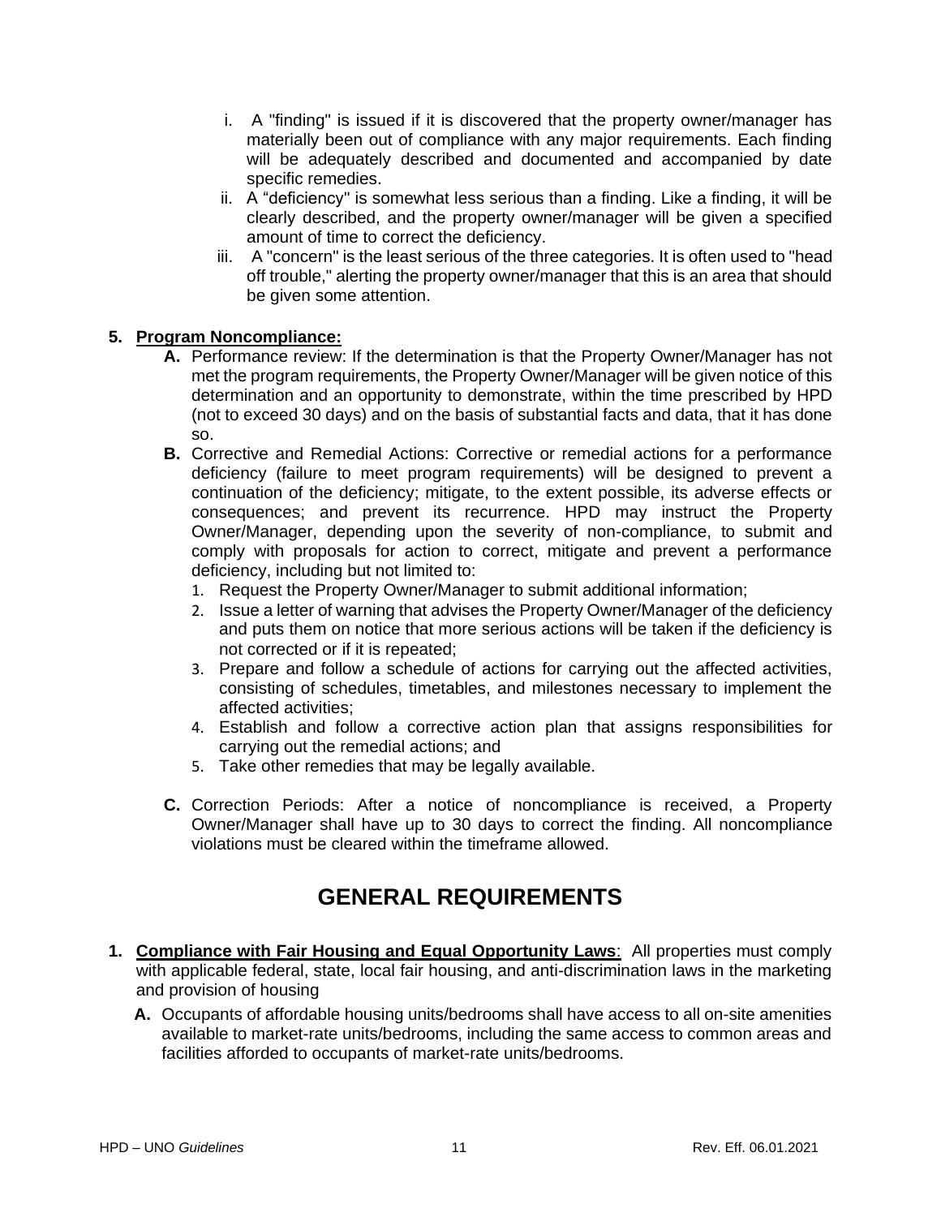i. A "finding" is issued if it is discovered that the property owner/manager has materially been out of compliance with any major requirements. Each finding will be adequately described and documented and accompanied by date specific remedies.

ii. A "deficiency" is somewhat less serious than a finding. Like a finding, it will be clearly described, and the property owner/manager will be given a specified amount of time to correct the deficiency.

iii. A "concern" is the least serious of the three categories. It is often used to "head off trouble," alerting the property owner/manager that this is an area that should be given some attention.

**5. <u>Program Noncompliance:</u>**

**A.** Performance review: If the determination is that the Property Owner/Manager has not met the program requirements, the Property Owner/Manager will be given notice of this determination and an opportunity to demonstrate, within the time prescribed by HPD (not to exceed 30 days) and on the basis of substantial facts and data, that it has done so.

**B.** Corrective and Remedial Actions: Corrective or remedial actions for a performance deficiency (failure to meet program requirements) will be designed to prevent a continuation of the deficiency; mitigate, to the extent possible, its adverse effects or consequences; and prevent its recurrence. HPD may instruct the Property Owner/Manager, depending upon the severity of non-compliance, to submit and comply with proposals for action to correct, mitigate and prevent a performance deficiency, including but not limited to:

1. Request the Property Owner/Manager to submit additional information;
2. Issue a letter of warning that advises the Property Owner/Manager of the deficiency and puts them on notice that more serious actions will be taken if the deficiency is not corrected or if it is repeated;
3. Prepare and follow a schedule of actions for carrying out the affected activities, consisting of schedules, timetables, and milestones necessary to implement the affected activities;
4. Establish and follow a corrective action plan that assigns responsibilities for carrying out the remedial actions; and
5. Take other remedies that may be legally available.

**C.** Correction Periods: After a notice of noncompliance is received, a Property Owner/Manager shall have up to 30 days to correct the finding. All noncompliance violations must be cleared within the timeframe allowed.

# GENERAL REQUIREMENTS

**1. <u>Compliance with Fair Housing and Equal Opportunity Laws</u>**: All properties must comply with applicable federal, state, local fair housing, and anti-discrimination laws in the marketing and provision of housing

**A.** Occupants of affordable housing units/bedrooms shall have access to all on-site amenities available to market-rate units/bedrooms, including the same access to common areas and facilities afforded to occupants of market-rate units/bedrooms.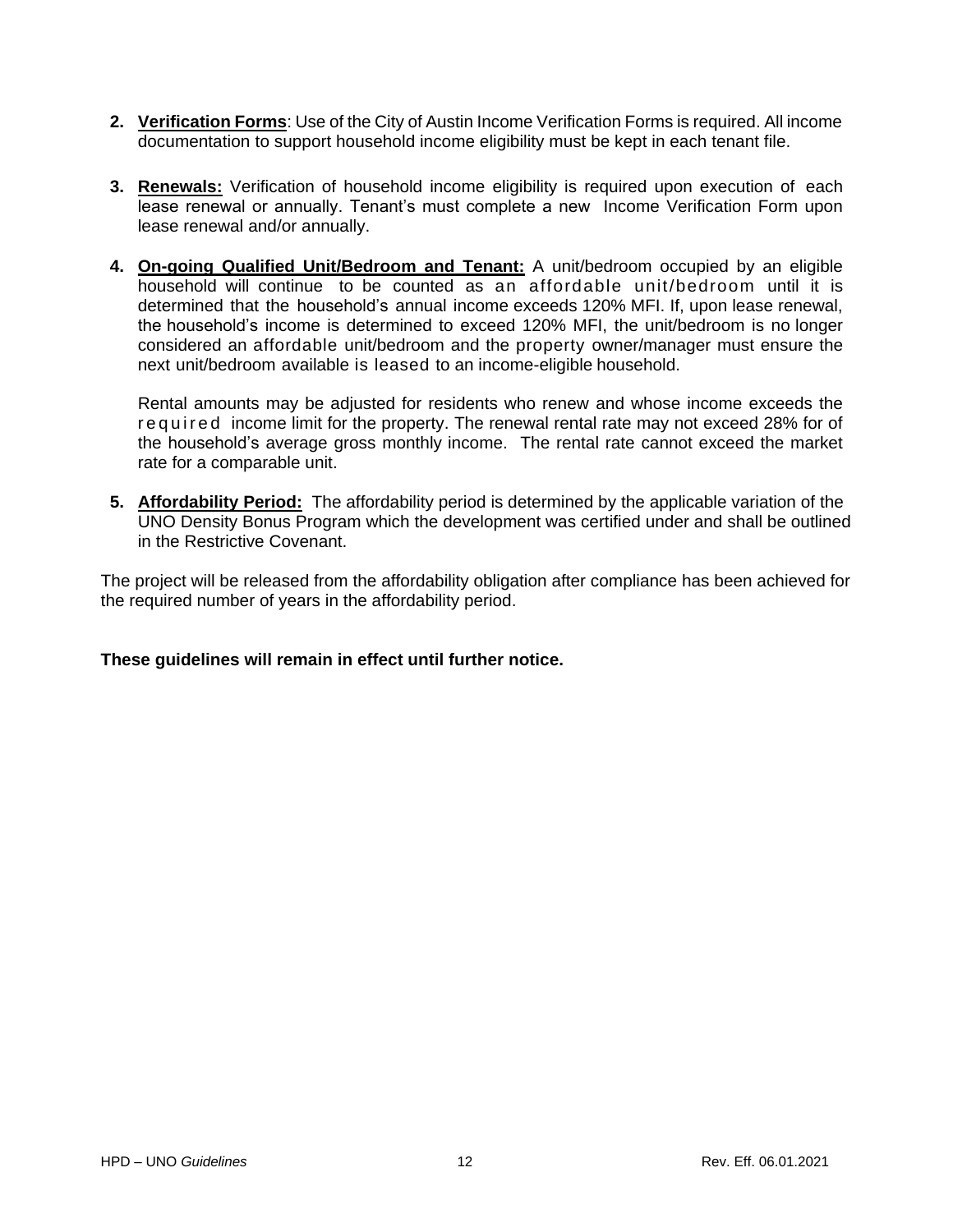2. **Verification Forms**: Use of the City of Austin Income Verification Forms is required. All income documentation to support household income eligibility must be kept in each tenant file.

3. **Renewals:** Verification of household income eligibility is required upon execution of each lease renewal or annually. Tenant's must complete a new Income Verification Form upon lease renewal and/or annually.

4. **On-going Qualified Unit/Bedroom and Tenant:** A unit/bedroom occupied by an eligible household will continue to be counted as an affordable unit/bedroom until it is determined that the household's annual income exceeds 120% MFI. If, upon lease renewal, the household's income is determined to exceed 120% MFI, the unit/bedroom is no longer considered an affordable unit/bedroom and the property owner/manager must ensure the next unit/bedroom available is leased to an income-eligible household.

   Rental amounts may be adjusted for residents who renew and whose income exceeds the required income limit for the property. The renewal rental rate may not exceed 28% for of the household's average gross monthly income. The rental rate cannot exceed the market rate for a comparable unit.

5. **Affordability Period:** The affordability period is determined by the applicable variation of the UNO Density Bonus Program which the development was certified under and shall be outlined in the Restrictive Covenant.

The project will be released from the affordability obligation after compliance has been achieved for the required number of years in the affordability period.

**These guidelines will remain in effect until further notice.**